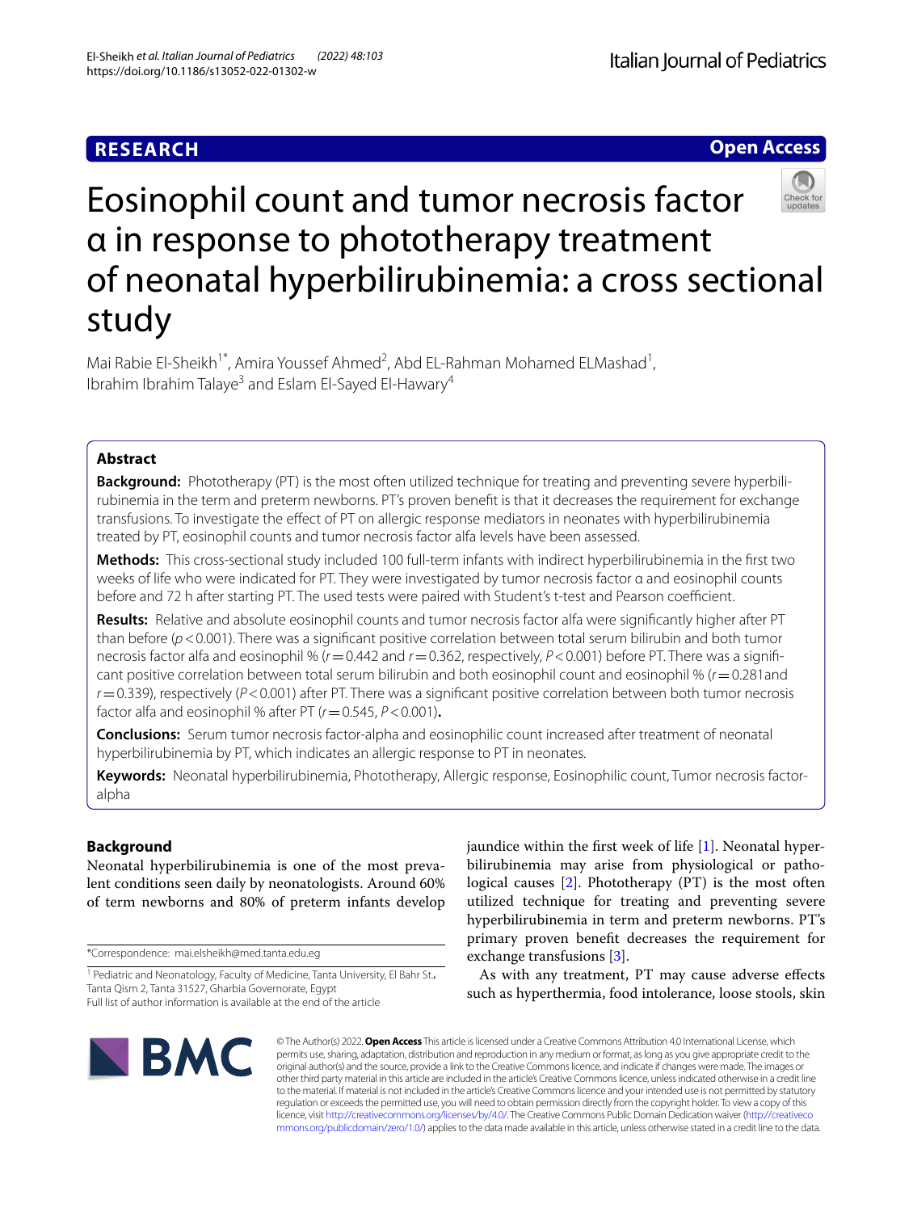RESEARCH

Open Access

# Eosinophil count and tumor necrosis factor α in response to phototherapy treatment of neonatal hyperbilirubinemia: a cross sectional study

Mai Rabie El-Sheikh[1*], Amira Youssef Ahmed[2], Abd EL-Rahman Mohamed ELMashad[1], Ibrahim Ibrahim Talaye[3] and Eslam El-Sayed El-Hawary[4]

## Abstract

**Background:** Phototherapy (PT) is the most often utilized technique for treating and preventing severe hyperbilirubinemia in the term and preterm newborns. PT's proven benefit is that it decreases the requirement for exchange transfusions. To investigate the effect of PT on allergic response mediators in neonates with hyperbilirubinemia treated by PT, eosinophil counts and tumor necrosis factor alfa levels have been assessed.

**Methods:** This cross-sectional study included 100 full-term infants with indirect hyperbilirubinemia in the first two weeks of life who were indicated for PT. They were investigated by tumor necrosis factor α and eosinophil counts before and 72 h after starting PT. The used tests were paired with Student's t-test and Pearson coefficient.

**Results:** Relative and absolute eosinophil counts and tumor necrosis factor alfa were significantly higher after PT than before ($p<0.001$). There was a significant positive correlation between total serum bilirubin and both tumor necrosis factor alfa and eosinophil % ($r=0.442$ and $r=0.362$, respectively, $P<0.001$) before PT. There was a significant positive correlation between total serum bilirubin and both eosinophil count and eosinophil % ($r=0.281$and $r=0.339$), respectively ($P<0.001$) after PT. There was a significant positive correlation between both tumor necrosis factor alfa and eosinophil % after PT ($r=0.545$, $P<0.001$).

**Conclusions:** Serum tumor necrosis factor-alpha and eosinophilic count increased after treatment of neonatal hyperbilirubinemia by PT, which indicates an allergic response to PT in neonates.

**Keywords:** Neonatal hyperbilirubinemia, Phototherapy, Allergic response, Eosinophilic count, Tumor necrosis factor-alpha

## Background

Neonatal hyperbilirubinemia is one of the most prevalent conditions seen daily by neonatologists. Around 60% of term newborns and 80% of preterm infants develop jaundice within the first week of life [1]. Neonatal hyperbilirubinemia may arise from physiological or pathological causes [2]. Phototherapy (PT) is the most often utilized technique for treating and preventing severe hyperbilirubinemia in term and preterm newborns. PT's primary proven benefit decreases the requirement for exchange transfusions [3].

As with any treatment, PT may cause adverse effects such as hyperthermia, food intolerance, loose stools, skin

*Correspondence: mai.elsheikh@med.tanta.edu.eg

[1] Pediatric and Neonatology, Faculty of Medicine, Tanta University, El Bahr St. Tanta Qism 2, Tanta 31527, Gharbia Governorate, Egypt

Full list of author information is available at the end of the article

© The Author(s) 2022. **Open Access** This article is licensed under a Creative Commons Attribution 4.0 International License, which permits use, sharing, adaptation, distribution and reproduction in any medium or format, as long as you give appropriate credit to the original author(s) and the source, provide a link to the Creative Commons licence, and indicate if changes were made. The images or other third party material in this article are included in the article's Creative Commons licence, unless indicated otherwise in a credit line to the material. If material is not included in the article's Creative Commons licence and your intended use is not permitted by statutory regulation or exceeds the permitted use, you will need to obtain permission directly from the copyright holder. To view a copy of this licence, visit http://creativecommons.org/licenses/by/4.0/. The Creative Commons Public Domain Dedication waiver (http://creativecommons.org/publicdomain/zero/1.0/) applies to the data made available in this article, unless otherwise stated in a credit line to the data.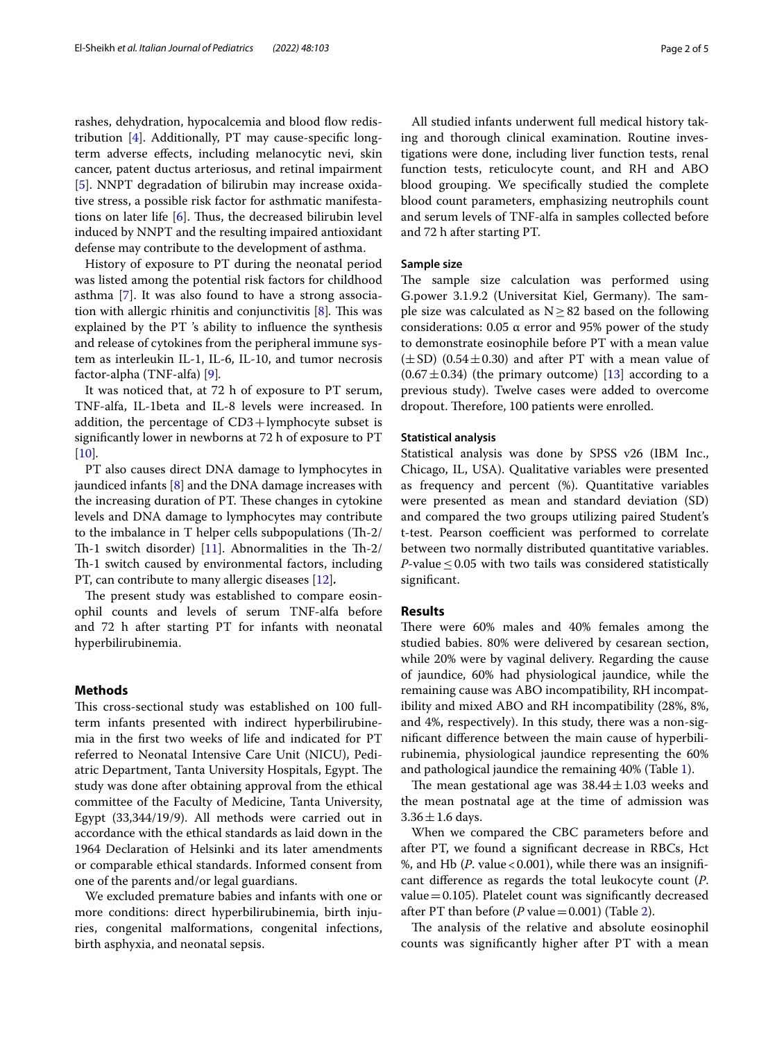rashes, dehydration, hypocalcemia and blood flow redistribution [4]. Additionally, PT may cause-specific long-term adverse effects, including melanocytic nevi, skin cancer, patent ductus arteriosus, and retinal impairment [5]. NNPT degradation of bilirubin may increase oxidative stress, a possible risk factor for asthmatic manifestations on later life [6]. Thus, the decreased bilirubin level induced by NNPT and the resulting impaired antioxidant defense may contribute to the development of asthma.

History of exposure to PT during the neonatal period was listed among the potential risk factors for childhood asthma [7]. It was also found to have a strong association with allergic rhinitis and conjunctivitis [8]. This was explained by the PT 's ability to influence the synthesis and release of cytokines from the peripheral immune system as interleukin IL-1, IL-6, IL-10, and tumor necrosis factor-alpha (TNF-alfa) [9].

It was noticed that, at 72 h of exposure to PT serum, TNF-alfa, IL-1beta and IL-8 levels were increased. In addition, the percentage of CD3+lymphocyte subset is significantly lower in newborns at 72 h of exposure to PT [10].

PT also causes direct DNA damage to lymphocytes in jaundiced infants [8] and the DNA damage increases with the increasing duration of PT. These changes in cytokine levels and DNA damage to lymphocytes may contribute to the imbalance in T helper cells subpopulations (Th-2/Th-1 switch disorder) [11]. Abnormalities in the Th-2/Th-1 switch caused by environmental factors, including PT, can contribute to many allergic diseases [12].

The present study was established to compare eosinophil counts and levels of serum TNF-alfa before and 72 h after starting PT for infants with neonatal hyperbilirubinemia.

## Methods

This cross-sectional study was established on 100 full-term infants presented with indirect hyperbilirubinemia in the first two weeks of life and indicated for PT referred to Neonatal Intensive Care Unit (NICU), Pediatric Department, Tanta University Hospitals, Egypt. The study was done after obtaining approval from the ethical committee of the Faculty of Medicine, Tanta University, Egypt (33,344/19/9). All methods were carried out in accordance with the ethical standards as laid down in the 1964 Declaration of Helsinki and its later amendments or comparable ethical standards. Informed consent from one of the parents and/or legal guardians.

We excluded premature babies and infants with one or more conditions: direct hyperbilirubinemia, birth injuries, congenital malformations, congenital infections, birth asphyxia, and neonatal sepsis.

All studied infants underwent full medical history taking and thorough clinical examination. Routine investigations were done, including liver function tests, renal function tests, reticulocyte count, and RH and ABO blood grouping. We specifically studied the complete blood count parameters, emphasizing neutrophils count and serum levels of TNF-alfa in samples collected before and 72 h after starting PT.

### Sample size

The sample size calculation was performed using G.power 3.1.9.2 (Universitat Kiel, Germany). The sample size was calculated as $N \geq 82$ based on the following considerations: 0.05 α error and 95% power of the study to demonstrate eosinophile before PT with a mean value ($\pm$SD) ($0.54 \pm 0.30$) and after PT with a mean value of ($0.67 \pm 0.34$) (the primary outcome) [13] according to a previous study). Twelve cases were added to overcome dropout. Therefore, 100 patients were enrolled.

### Statistical analysis

Statistical analysis was done by SPSS v26 (IBM Inc., Chicago, IL, USA). Qualitative variables were presented as frequency and percent (%). Quantitative variables were presented as mean and standard deviation (SD) and compared the two groups utilizing paired Student's t-test. Pearson coefficient was performed to correlate between two normally distributed quantitative variables. *P*-value $\leq 0.05$ with two tails was considered statistically significant.

## Results

There were 60% males and 40% females among the studied babies. 80% were delivered by cesarean section, while 20% were by vaginal delivery. Regarding the cause of jaundice, 60% had physiological jaundice, while the remaining cause was ABO incompatibility, RH incompatibility and mixed ABO and RH incompatibility (28%, 8%, and 4%, respectively). In this study, there was a non-significant difference between the main cause of hyperbilirubinemia, physiological jaundice representing the 60% and pathological jaundice the remaining 40% (Table 1).

The mean gestational age was $38.44 \pm 1.03$ weeks and the mean postnatal age at the time of admission was $3.36 \pm 1.6$ days.

When we compared the CBC parameters before and after PT, we found a significant decrease in RBCs, Hct %, and Hb (*P*. value < 0.001), while there was an insignificant difference as regards the total leukocyte count (*P*. value = 0.105). Platelet count was significantly decreased after PT than before (*P* value = 0.001) (Table 2).

The analysis of the relative and absolute eosinophil counts was significantly higher after PT with a mean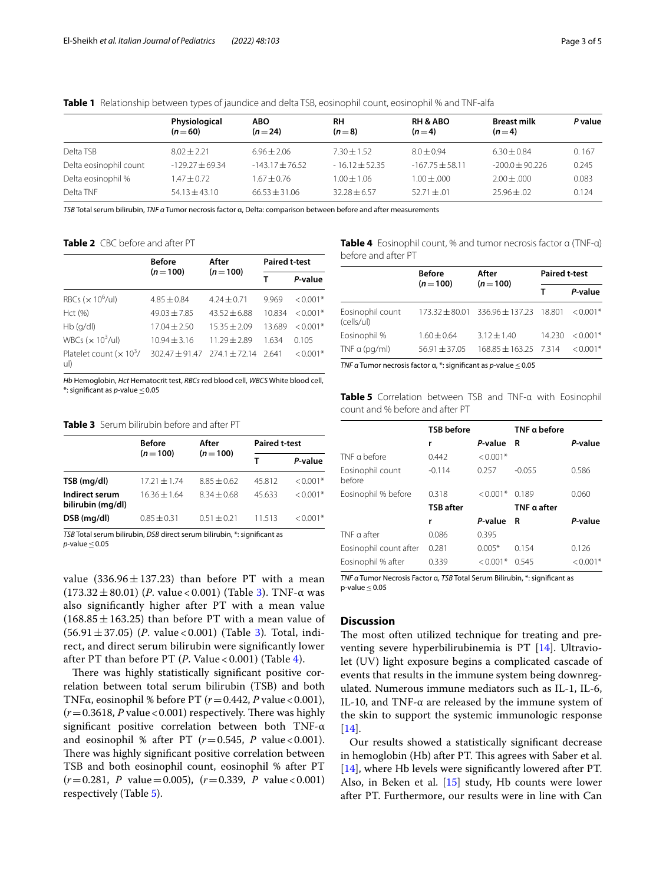**Table 1** Relationship between types of jaundice and delta TSB, eosinophil count, eosinophil % and TNF-alfa

| | Physiological (n = 60) | ABO (n = 24) | RH (n = 8) | RH & ABO (n = 4) | Breast milk (n = 4) | P value |
|---|---|---|---|---|---|---|
| Delta TSB | 8.02 ± 2.21 | 6.96 ± 2.06 | 7.30 ± 1.52 | 8.0 ± 0.94 | 6.30 ± 0.84 | 0. 167 |
| Delta eosinophil count | -129.27 ± 69.34 | -143.17 ± 76.52 | - 16.12 ± 52.35 | -167.75 ± 58.11 | -200.0 ± 90.226 | 0.245 |
| Delta eosinophil % | 1.47 ± 0.72 | 1.67 ± 0.76 | 1.00 ± 1.06 | 1.00 ± .000 | 2.00 ± .000 | 0.083 |
| Delta TNF | 54.13 ± 43.10 | 66.53 ± 31.06 | 32.28 ± 6.57 | 52.71 ± .01 | 25.96 ± .02 | 0.124 |

*TSB* Total serum bilirubin, *TNF α* Tumor necrosis factor α, Delta: comparison between before and after measurements

**Table 2** CBC before and after PT

| | Before (n = 100) | After (n = 100) | Paired t-test | |
|---|---|---|---|---|
| | | | T | P-value |
| RBCs ($\times 10^6$/ul) | 4.85 ± 0.84 | 4.24 ± 0.71 | 9.969 | < 0.001* |
| Hct (%) | 49.03 ± 7.85 | 43.52 ± 6.88 | 10.834 | < 0.001* |
| Hb (g/dl) | 17.04 ± 2.50 | 15.35 ± 2.09 | 13.689 | < 0.001* |
| WBCs ($\times 10^3$/ul) | 10.94 ± 3.16 | 11.29 ± 2.89 | 1.634 | 0.105 |
| Platelet count ($\times 10^3$/ul) | 302.47 ± 91.47 | 274.1 ± 72.14 | 2.641 | < 0.001* |

*Hb* Hemoglobin, *Hct* Hematocrit test, *RBCs* red blood cell, *WBCS* White blood cell, *: significant as p-value ≤ 0.05

**Table 3** Serum bilirubin before and after PT

| | Before (n = 100) | After (n = 100) | Paired t-test | |
|---|---|---|---|---|
| | | | T | P-value |
| **TSB (mg/dl)** | 17.21 ± 1.74 | 8.85 ± 0.62 | 45.812 | < 0.001* |
| **Indirect serum bilirubin (mg/dl)** | 16.36 ± 1.64 | 8.34 ± 0.68 | 45.633 | < 0.001* |
| **DSB (mg/dl)** | 0.85 ± 0.31 | 0.51 ± 0.21 | 11.513 | < 0.001* |

*TSB* Total serum bilirubin, *DSB* direct serum bilirubin, *: significant as p-value ≤ 0.05

value (336.96 ± 137.23) than before PT with a mean (173.32 ± 80.01) (*P*. value < 0.001) (Table 3). TNF-α was also significantly higher after PT with a mean value (168.85 ± 163.25) than before PT with a mean value of (56.91 ± 37.05) (*P*. value < 0.001) (Table 3). Total, indirect, and direct serum bilirubin were significantly lower after PT than before PT (*P*. Value < 0.001) (Table 4).

There was highly statistically significant positive correlation between total serum bilirubin (TSB) and both TNFα, eosinophil % before PT ($r = 0.442$, $P$ value < 0.001), ($r = 0.3618$, $P$ value < 0.001) respectively. There was highly significant positive correlation between both TNF-α and eosinophil % after PT ($r = 0.545$, $P$ value < 0.001). There was highly significant positive correlation between TSB and both eosinophil count, eosinophil % after PT ($r = 0.281$, $P$ value = 0.005), ($r = 0.339$, $P$ value < 0.001) respectively (Table 5).

**Table 4** Eosinophil count, % and tumor necrosis factor α (TNF-α) before and after PT

| | Before (n = 100) | After (n = 100) | Paired t-test | |
|---|---|---|---|---|
| | | | T | P-value |
| Eosinophil count (cells/ul) | 173.32 ± 80.01 | 336.96 ± 137.23 | 18.801 | < 0.001* |
| Eosinophil % | 1.60 ± 0.64 | 3.12 ± 1.40 | 14.230 | < 0.001* |
| TNF α (pg/ml) | 56.91 ± 37.05 | 168.85 ± 163.25 | 7.314 | < 0.001* |

*TNF α* Tumor necrosis factor α, *: significant as p-value ≤ 0.05

**Table 5** Correlation between TSB and TNF-α with Eosinophil count and % before and after PT

| | TSB before | | TNF α before | |
|---|---|---|---|---|
| | r | P-value | R | P-value |
| TNF α before | 0.442 | < 0.001* | | |
| Eosinophil count before | -0.114 | 0.257 | -0.055 | 0.586 |
| Eosinophil % before | 0.318 | < 0.001* | 0.189 | 0.060 |
| | **TSB after** | | **TNF α after** | |
| | r | P-value | R | P-value |
| TNF α after | 0.086 | 0.395 | | |
| Eosinophil count after | 0.281 | 0.005* | 0.154 | 0.126 |
| Eosinophil % after | 0.339 | < 0.001* | 0.545 | < 0.001* |

*TNF α* Tumor Necrosis Factor α, *TSB* Total Serum Bilirubin, *: significant as p-value ≤ 0.05

## Discussion

The most often utilized technique for treating and preventing severe hyperbilirubinemia is PT [14]. Ultraviolet (UV) light exposure begins a complicated cascade of events that results in the immune system being downregulated. Numerous immune mediators such as IL-1, IL-6, IL-10, and TNF-α are released by the immune system of the skin to support the systemic immunologic response [14].

Our results showed a statistically significant decrease in hemoglobin (Hb) after PT. This agrees with Saber et al. [14], where Hb levels were significantly lowered after PT. Also, in Beken et al. [15] study, Hb counts were lower after PT. Furthermore, our results were in line with Can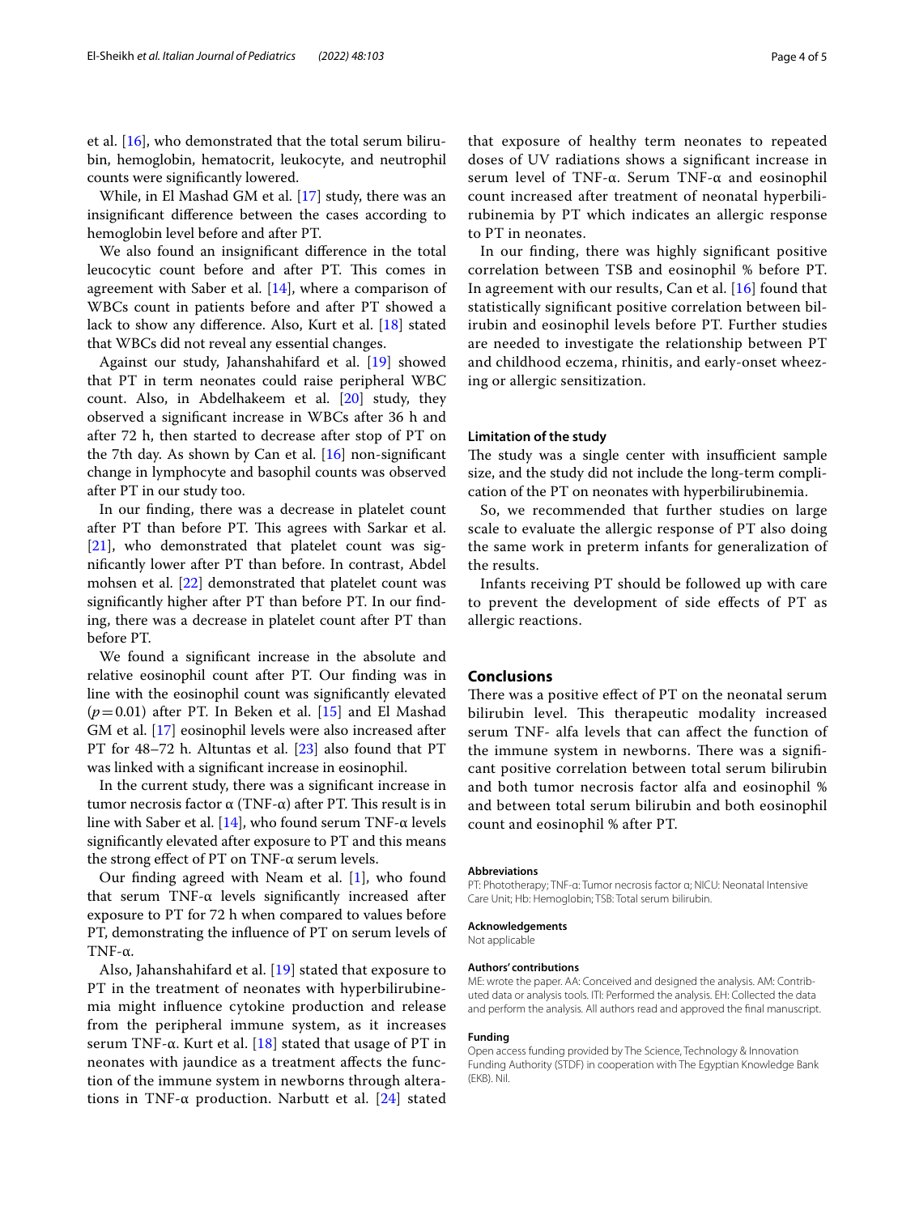et al. [16], who demonstrated that the total serum bilirubin, hemoglobin, hematocrit, leukocyte, and neutrophil counts were significantly lowered.

While, in El Mashad GM et al. [17] study, there was an insignificant difference between the cases according to hemoglobin level before and after PT.

We also found an insignificant difference in the total leucocytic count before and after PT. This comes in agreement with Saber et al. [14], where a comparison of WBCs count in patients before and after PT showed a lack to show any difference. Also, Kurt et al. [18] stated that WBCs did not reveal any essential changes.

Against our study, Jahanshahifard et al. [19] showed that PT in term neonates could raise peripheral WBC count. Also, in Abdelhakeem et al. [20] study, they observed a significant increase in WBCs after 36 h and after 72 h, then started to decrease after stop of PT on the 7th day. As shown by Can et al. [16] non-significant change in lymphocyte and basophil counts was observed after PT in our study too.

In our finding, there was a decrease in platelet count after PT than before PT. This agrees with Sarkar et al. [21], who demonstrated that platelet count was significantly lower after PT than before. In contrast, Abdel mohsen et al. [22] demonstrated that platelet count was significantly higher after PT than before PT. In our finding, there was a decrease in platelet count after PT than before PT.

We found a significant increase in the absolute and relative eosinophil count after PT. Our finding was in line with the eosinophil count was significantly elevated ($p = 0.01$) after PT. In Beken et al. [15] and El Mashad GM et al. [17] eosinophil levels were also increased after PT for 48–72 h. Altuntas et al. [23] also found that PT was linked with a significant increase in eosinophil.

In the current study, there was a significant increase in tumor necrosis factor α (TNF-α) after PT. This result is in line with Saber et al. [14], who found serum TNF-α levels significantly elevated after exposure to PT and this means the strong effect of PT on TNF-α serum levels.

Our finding agreed with Neam et al. [1], who found that serum TNF-α levels significantly increased after exposure to PT for 72 h when compared to values before PT, demonstrating the influence of PT on serum levels of TNF-α.

Also, Jahanshahifard et al. [19] stated that exposure to PT in the treatment of neonates with hyperbilirubinemia might influence cytokine production and release from the peripheral immune system, as it increases serum TNF-α. Kurt et al. [18] stated that usage of PT in neonates with jaundice as a treatment affects the function of the immune system in newborns through alterations in TNF-α production. Narbutt et al. [24] stated that exposure of healthy term neonates to repeated doses of UV radiations shows a significant increase in serum level of TNF-α. Serum TNF-α and eosinophil count increased after treatment of neonatal hyperbilirubinemia by PT which indicates an allergic response to PT in neonates.

In our finding, there was highly significant positive correlation between TSB and eosinophil % before PT. In agreement with our results, Can et al. [16] found that statistically significant positive correlation between bilirubin and eosinophil levels before PT. Further studies are needed to investigate the relationship between PT and childhood eczema, rhinitis, and early-onset wheezing or allergic sensitization.

### Limitation of the study

The study was a single center with insufficient sample size, and the study did not include the long-term complication of the PT on neonates with hyperbilirubinemia.

So, we recommended that further studies on large scale to evaluate the allergic response of PT also doing the same work in preterm infants for generalization of the results.

Infants receiving PT should be followed up with care to prevent the development of side effects of PT as allergic reactions.

## Conclusions

There was a positive effect of PT on the neonatal serum bilirubin level. This therapeutic modality increased serum TNF- alfa levels that can affect the function of the immune system in newborns. There was a significant positive correlation between total serum bilirubin and both tumor necrosis factor alfa and eosinophil % and between total serum bilirubin and both eosinophil count and eosinophil % after PT.

#### Abbreviations

PT: Phototherapy; TNF-α: Tumor necrosis factor α; NICU: Neonatal Intensive Care Unit; Hb: Hemoglobin; TSB: Total serum bilirubin.

#### Acknowledgements

Not applicable

#### Authors' contributions

ME: wrote the paper. AA: Conceived and designed the analysis. AM: Contributed data or analysis tools. ITI: Performed the analysis. EH: Collected the data and perform the analysis. All authors read and approved the final manuscript.

#### Funding

Open access funding provided by The Science, Technology & Innovation Funding Authority (STDF) in cooperation with The Egyptian Knowledge Bank (EKB). Nil.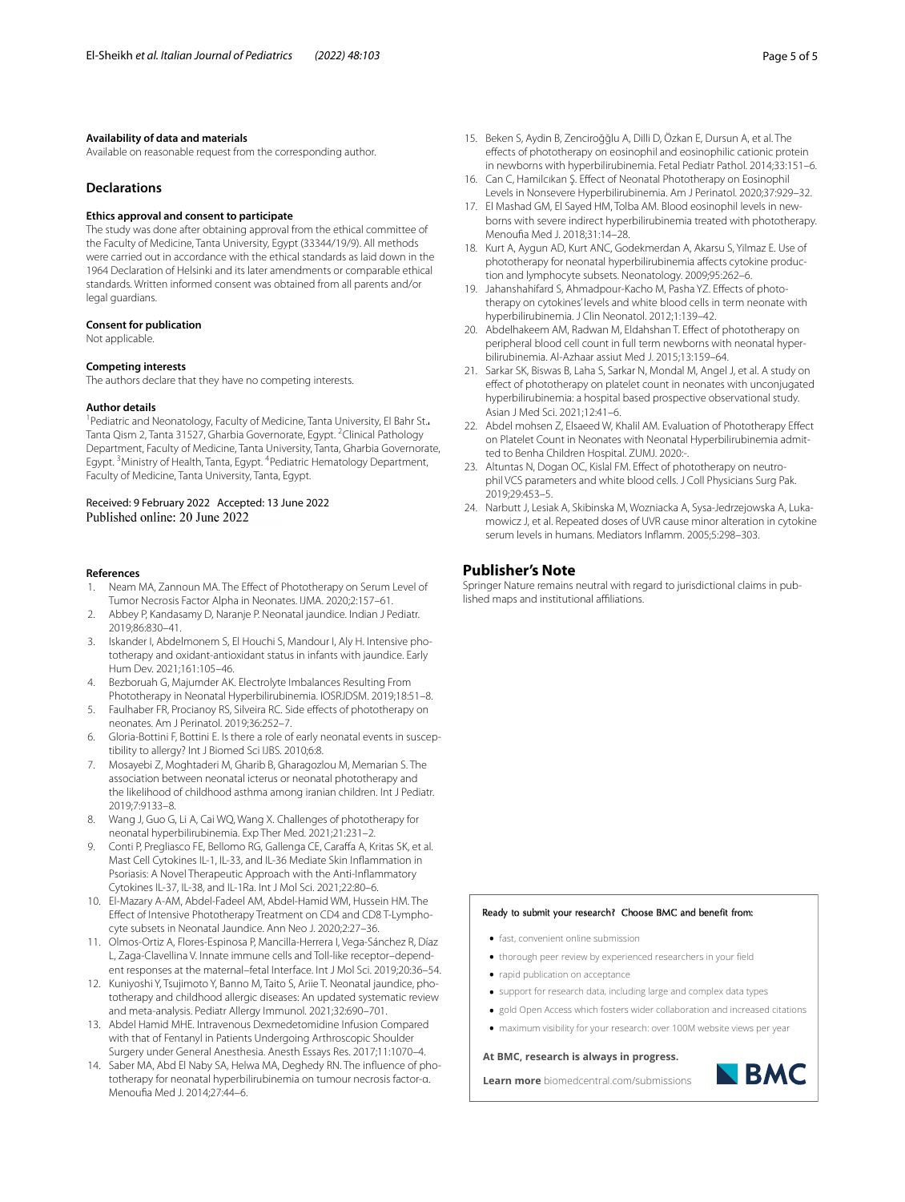**Availability of data and materials**

Available on reasonable request from the corresponding author.

## Declarations

**Ethics approval and consent to participate**

The study was done after obtaining approval from the ethical committee of the Faculty of Medicine, Tanta University, Egypt (33344/19/9). All methods were carried out in accordance with the ethical standards as laid down in the 1964 Declaration of Helsinki and its later amendments or comparable ethical standards. Written informed consent was obtained from all parents and/or legal guardians.

**Consent for publication**

Not applicable.

**Competing interests**

The authors declare that they have no competing interests.

**Author details**

[1]Pediatric and Neonatology, Faculty of Medicine, Tanta University, El Bahr St., Tanta Qism 2, Tanta 31527, Gharbia Governorate, Egypt. [2]Clinical Pathology Department, Faculty of Medicine, Tanta University, Tanta, Gharbia Governorate, Egypt. [3]Ministry of Health, Tanta, Egypt. [4]Pediatric Hematology Department, Faculty of Medicine, Tanta University, Tanta, Egypt.

Received: 9 February 2022 Accepted: 13 June 2022
Published online: 20 June 2022

**References**

1. Neam MA, Zannoun MA. The Effect of Phototherapy on Serum Level of Tumor Necrosis Factor Alpha in Neonates. IJMA. 2020;2:157–61.
2. Abbey P, Kandasamy D, Naranje P. Neonatal jaundice. Indian J Pediatr. 2019;86:830–41.
3. Iskander I, Abdelmonem S, El Houchi S, Mandour I, Aly H. Intensive phototherapy and oxidant-antioxidant status in infants with jaundice. Early Hum Dev. 2021;161:105–46.
4. Bezboruah G, Majumder AK. Electrolyte Imbalances Resulting From Phototherapy in Neonatal Hyperbilirubinemia. IOSRJDSM. 2019;18:51–8.
5. Faulhaber FR, Procianoy RS, Silveira RC. Side effects of phototherapy on neonates. Am J Perinatol. 2019;36:252–7.
6. Gloria-Bottini F, Bottini E. Is there a role of early neonatal events in susceptibility to allergy? Int J Biomed Sci IJBS. 2010;6:8.
7. Mosayebi Z, Moghtaderi M, Gharib B, Gharagozlou M, Memarian S. The association between neonatal icterus or neonatal phototherapy and the likelihood of childhood asthma among iranian children. Int J Pediatr. 2019;7:9133–8.
8. Wang J, Guo G, Li A, Cai WQ, Wang X. Challenges of phototherapy for neonatal hyperbilirubinemia. Exp Ther Med. 2021;21:231–2.
9. Conti P, Pregliasco FE, Bellomo RG, Gallenga CE, Caraffa A, Kritas SK, et al. Mast Cell Cytokines IL-1, IL-33, and IL-36 Mediate Skin Inflammation in Psoriasis: A Novel Therapeutic Approach with the Anti-Inflammatory Cytokines IL-37, IL-38, and IL-1Ra. Int J Mol Sci. 2021;22:80–6.
10. El-Mazary A-AM, Abdel-Fadeel AM, Abdel-Hamid WM, Hussein HM. The Effect of Intensive Phototherapy Treatment on CD4 and CD8 T-Lymphocyte subsets in Neonatal Jaundice. Ann Neo J. 2020;2:27–36.
11. Olmos-Ortiz A, Flores-Espinosa P, Mancilla-Herrera I, Vega-Sánchez R, Díaz L, Zaga-Clavellina V. Innate immune cells and Toll-like receptor–dependent responses at the maternal–fetal Interface. Int J Mol Sci. 2019;20:36–54.
12. Kuniyoshi Y, Tsujimoto Y, Banno M, Taito S, Ariie T. Neonatal jaundice, phototherapy and childhood allergic diseases: An updated systematic review and meta-analysis. Pediatr Allergy Immunol. 2021;32:690–701.
13. Abdel Hamid MHE. Intravenous Dexmedetomidine Infusion Compared with that of Fentanyl in Patients Undergoing Arthroscopic Shoulder Surgery under General Anesthesia. Anesth Essays Res. 2017;11:1070–4.
14. Saber MA, Abd El Naby SA, Helwa MA, Deghedy RN. The influence of phototherapy for neonatal hyperbilirubinemia on tumour necrosis factor-α. Menoufia Med J. 2014;27:44–6.
15. Beken S, Aydin B, Zenciroğğlu A, Dilli D, Özkan E, Dursun A, et al. The effects of phototherapy on eosinophil and eosinophilic cationic protein in newborns with hyperbilirubinemia. Fetal Pediatr Pathol. 2014;33:151–6.
16. Can C, Hamilcıkan Ş. Effect of Neonatal Phototherapy on Eosinophil Levels in Nonsevere Hyperbilirubinemia. Am J Perinatol. 2020;37:929–32.
17. El Mashad GM, El Sayed HM, Tolba AM. Blood eosinophil levels in newborns with severe indirect hyperbilirubinemia treated with phototherapy. Menoufia Med J. 2018;31:14–28.
18. Kurt A, Aygun AD, Kurt ANC, Godekmerdan A, Akarsu S, Yilmaz E. Use of phototherapy for neonatal hyperbilirubinemia affects cytokine production and lymphocyte subsets. Neonatology. 2009;95:262–6.
19. Jahanshahifard S, Ahmadpour-Kacho M, Pasha YZ. Effects of phototherapy on cytokines' levels and white blood cells in term neonate with hyperbilirubinemia. J Clin Neonatol. 2012;1:139–42.
20. Abdelhakeem AM, Radwan M, Eldahshan T. Effect of phototherapy on peripheral blood cell count in full term newborns with neonatal hyperbilirubinemia. Al-Azhaar assiut Med J. 2015;13:159–64.
21. Sarkar SK, Biswas B, Laha S, Sarkar N, Mondal M, Angel J, et al. A study on effect of phototherapy on platelet count in neonates with unconjugated hyperbilirubinemia: a hospital based prospective observational study. Asian J Med Sci. 2021;12:41–6.
22. Abdel mohsen Z, Elsaeed W, Khalil AM. Evaluation of Phototherapy Effect on Platelet Count in Neonates with Neonatal Hyperbilirubinemia admitted to Benha Children Hospital. ZUMJ. 2020:-.
23. Altuntas N, Dogan OC, Kislal FM. Effect of phototherapy on neutrophil VCS parameters and white blood cells. J Coll Physicians Surg Pak. 2019;29:453–5.
24. Narbutt J, Lesiak A, Skibinska M, Wozniacka A, Sysa-Jedrzejowska A, Lukamowicz J, et al. Repeated doses of UVR cause minor alteration in cytokine serum levels in humans. Mediators Inflamm. 2005;5:298–303.

## Publisher's Note

Springer Nature remains neutral with regard to jurisdictional claims in published maps and institutional affiliations.

Ready to submit your research? Choose BMC and benefit from:

- fast, convenient online submission
- thorough peer review by experienced researchers in your field
- rapid publication on acceptance
- support for research data, including large and complex data types
- gold Open Access which fosters wider collaboration and increased citations
- maximum visibility for your research: over 100M website views per year

**At BMC, research is always in progress.**

**Learn more** biomedcentral.com/submissions